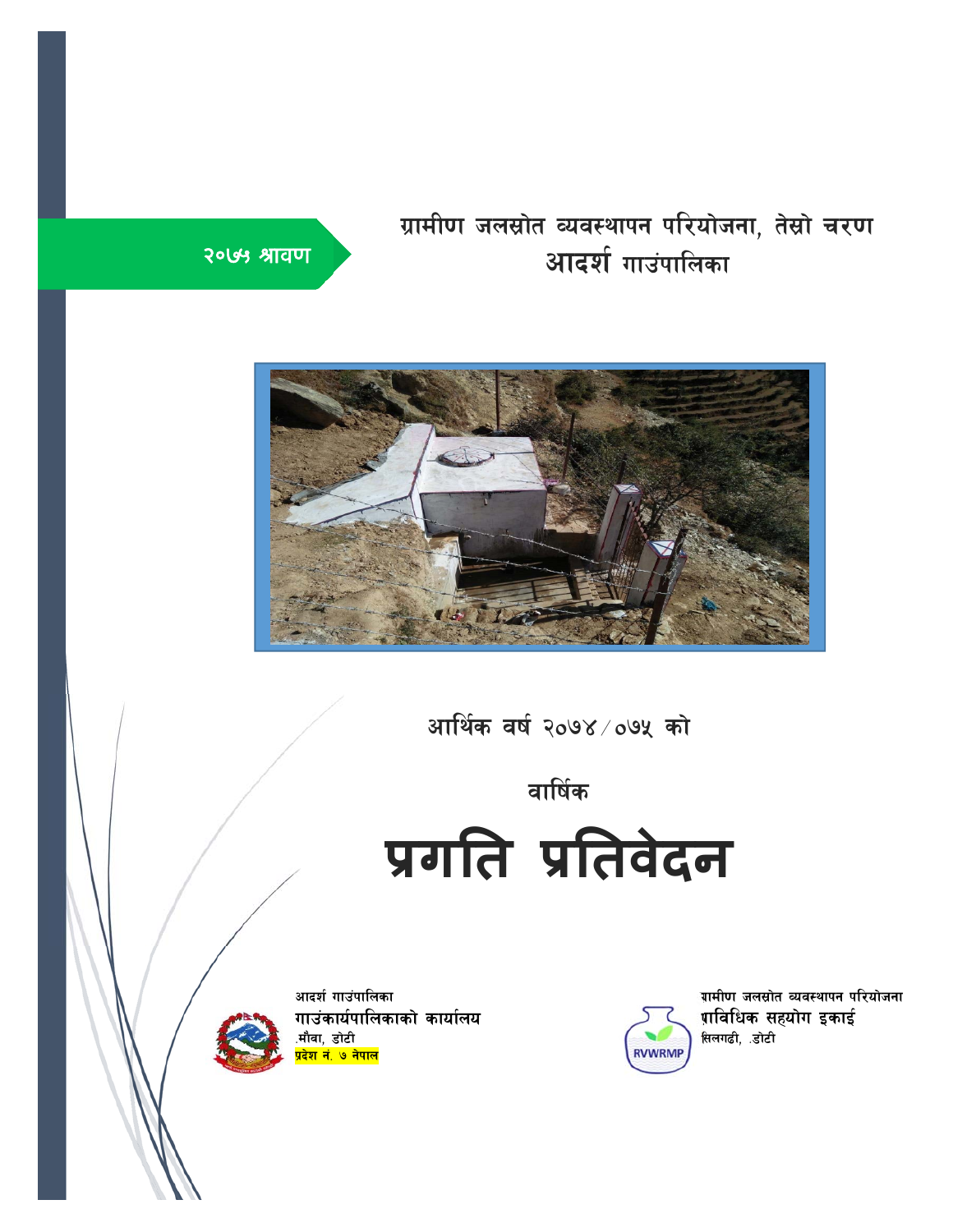२०७५ श्रावण

## ग्रामीण जलस्रोत व्यवस्थापन परियोजना, तेस्रो चरण
## आदर्श गाउंपालिका

आर्थिक वर्ष २०७४/०७५ को

वार्षिक

# प्रगति प्रतिवेदन

आदर्श गाउंपालिका
**गाउंकार्यपालिकाको कार्यालय**
.मौवा, डोटी
**प्रदेश नं. ७ नेपाल**

ग्रामीण जलस्रोत व्यवस्थापन परियोजना
**प्राविधिक सहयोग इकाई**
सिलगढी, .डोटी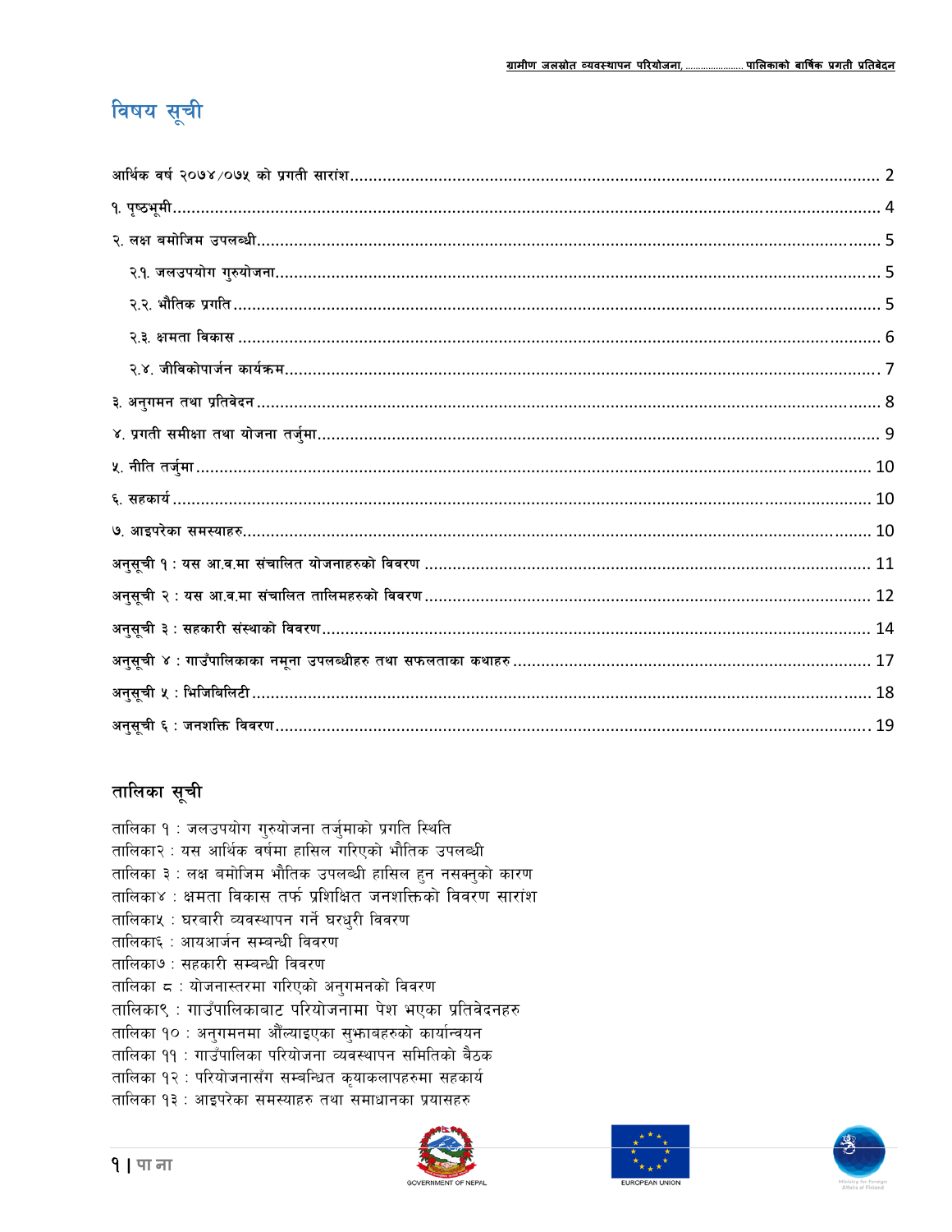# विषय सूची

आर्थिक वर्ष २०७४/०७५ को प्रगती सारांश ........ 2

१. पृष्ठभूमी ........ 4

२. लक्ष बमोजिम उपलब्धी ........ 5

- २.१. जलउपयोग गुरुयोजना ........ 5
- २.२. भौतिक प्रगति ........ 5
- २.३. क्षमता विकास ........ 6
- २.४. जीविकोपार्जन कार्यक्रम ........ 7

३. अनुगमन तथा प्रतिवेदन ........ 8

४. प्रगती समीक्षा तथा योजना तर्जुमा ........ 9

५. नीति तर्जुमा ........ 10

६. सहकार्य ........ 10

७. आइपरेका समस्याहरु ........ 10

अनुसूची १ : यस आ.व.मा संचालित योजनाहरुको विवरण ........ 11

अनुसूची २ : यस आ.व.मा संचालित तालिमहरुको विवरण ........ 12

अनुसूची ३ : सहकारी संस्थाको विवरण ........ 14

अनुसूची ४ : गाउँपालिकाका नमूना उपलब्धीहरु तथा सफलताका कथाहरु ........ 17

अनुसूची ५ : भिजिबिलिटी ........ 18

अनुसूची ६ : जनशक्ति विवरण ........ 19

## तालिका सूची

तालिका १ : जलउपयोग गुरुयोजना तर्जुमाको प्रगति स्थिति

तालिका२ : यस आर्थिक वर्षमा हासिल गरिएको भौतिक उपलब्धी

तालिका ३ : लक्ष बमोजिम भौतिक उपलब्धी हासिल हुन नसक्नुको कारण

तालिका४ : क्षमता विकास तर्फ प्रशिक्षित जनशक्तिको विवरण सारांश

तालिका५ : घरबारी व्यवस्थापन गर्ने घरधुरी विवरण

तालिका६ : आयआर्जन सम्बन्धी विवरण

तालिका७ : सहकारी सम्बन्धी विवरण

तालिका ८ : योजनास्तरमा गरिएको अनुगमनको विवरण

तालिका९ : गाउँपालिकाबाट परियोजनामा पेश भएका प्रतिवेदनहरु

तालिका १० : अनुगमनमा औँल्याइएका सुझाबहरुको कार्यान्वयन

तालिका ११ : गाउँपालिका परियोजना व्यवस्थापन समितिको बैठक

तालिका १२ : परियोजनासँग सम्बन्धित कृयाकलापहरुमा सहकार्य

तालिका १३ : आइपरेका समस्याहरु तथा समाधानका प्रयासहरु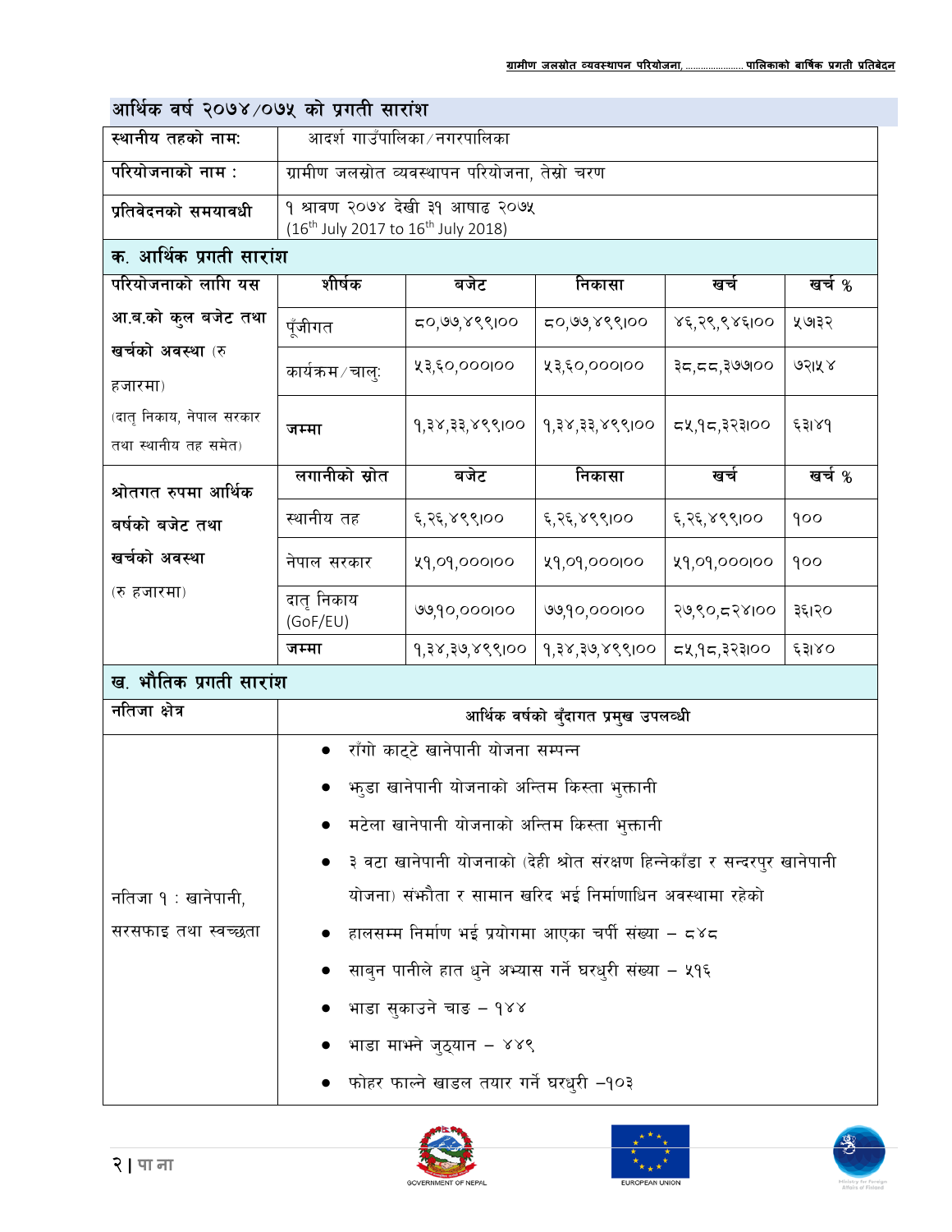## आर्थिक वर्ष २०७४/०७५ को प्रगती सारांश

| स्थानीय तहको नाम: | आदर्श गाउँपालिका/नगरपालिका |
|---|---|
| परियोजनाको नाम : | ग्रामीण जलस्रोत व्यवस्थापन परियोजना, तेस्रो चरण |
| प्रतिवेदनको समयावधी | १ श्रावण २०७४ देखी ३१ आषाढ २०७५ (16th July 2017 to 16th July 2018) |

### क. आर्थिक प्रगती सारांश

| परियोजनाको लागि यस आ.ब.को कुल बजेट तथा खर्चको अवस्था (रु हजारमा) (दातृ निकाय, नेपाल सरकार तथा स्थानीय तह समेत) | शीर्षक | बजेट | निकासा | खर्च | खर्च % |
|---|---|---|---|---|---|
| | पूँजीगत | ८०,७७,४९९।०० | ८०,७७,४९९।०० | ४६,२९,९४६।०० | ५७।३२ |
| | कार्यक्रम/चालु | ५३,६०,०००।०० | ५३,६०,०००।०० | ३८,८८,३७७।०० | ७२।५४ |
| | जम्मा | १,३४,३३,४९९।०० | १,३४,३३,४९९।०० | ८५,१८,३२३।०० | ६३।४१ |

| श्रोतगत रुपमा आर्थिक वर्षको बजेट तथा खर्चको अवस्था (रु हजारमा) | लगानीको स्रोत | बजेट | निकासा | खर्च | खर्च % |
|---|---|---|---|---|---|
| | स्थानीय तह | ६,२६,४९९।०० | ६,२६,४९९।०० | ६,२६,४९९।०० | १०० |
| | नेपाल सरकार | ५१,०१,०००।०० | ५१,०१,०००।०० | ५१,०१,०००।०० | १०० |
| | दातृ निकाय (GoF/EU) | ७७,१०,०००।०० | ७७,१०,०००।०० | २७,९०,८२४।०० | ३६।२० |
| | जम्मा | १,३४,३७,४९९।०० | १,३४,३७,४९९।०० | ८५,१८,३२३।०० | ६३।४० |

### ख. भौतिक प्रगती सारांश

| नतिजा क्षेत्र | आर्थिक वर्षको बुँदागत प्रमुख उपलव्धी |
|---|---|
| नतिजा १ : खानेपानी, सरसफाइ तथा स्वच्छता | • राँगो काट्टे खानेपानी योजना सम्पन्न<br>• झुडा खानेपानी योजनाको अन्तिम किस्ता भुक्तानी<br>• मटेला खानेपानी योजनाको अन्तिम किस्ता भुक्तानी<br>• ३ वटा खानेपानी योजनाको (देही श्रोत संरक्षण हिन्नेकाँडा र सन्दरपुर खानेपानी योजना) संझौता र सामान खरिद भई निर्माणाधिन अवस्थामा रहेको<br>• हालसम्म निर्माण भई प्रयोगमा आएका चर्पी संख्या – ८४८<br>• साबुन पानीले हात धुने अभ्यास गर्ने घरधुरी संख्या – ५१६<br>• भाडा सुकाउने चाङ – १४४<br>• भाडा माझ्ने जुठ्यान – ४४९<br>• फोहर फाल्ने खाडल तयार गर्ने घरधुरी –१०३ |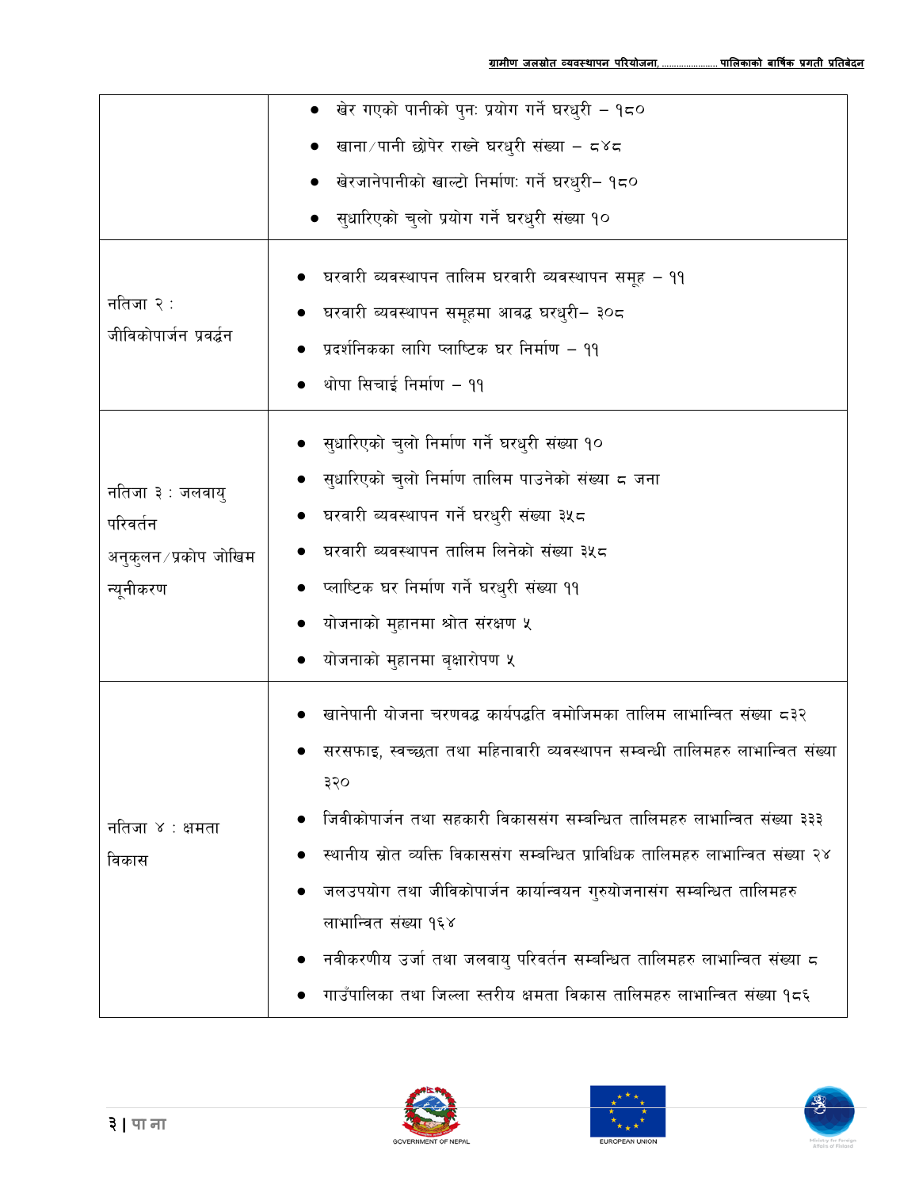| | |
|---|---|
| | • खेर गएको पानीको पुनः प्रयोग गर्ने घरधुरी – १८० <br> • खाना/पानी छोपेर राख्ने घरधुरी संख्या – ८४८ <br> • खेरजानेपानीको खाल्टो निर्माणः गर्ने घरधुरी– १८० <br> • सुधारिएको चुलो प्रयोग गर्ने घरधुरी संख्या १० |
| नतिजा २ : जीविकोपार्जन प्रवर्द्धन | • घरवारी व्यवस्थापन तालिम घरवारी व्यवस्थापन समूह – ११ <br> • घरवारी व्यवस्थापन समूहमा आवद्ध घरधुरी– ३०८ <br> • प्रदर्शनिकका लागि प्लाष्टिक घर निर्माण – ११ <br> • थोपा सिचाई निर्माण – ११ |
| नतिजा ३ : जलवायु परिवर्तन अनुकुलन/प्रकोप जोखिम न्यूनीकरण | • सुधारिएको चुलो निर्माण गर्ने घरधुरी संख्या १० <br> • सुधारिएको चुलो निर्माण तालिम पाउनेको संख्या ८ जना <br> • घरवारी व्यवस्थापन गर्ने घरधुरी संख्या ३५८ <br> • घरवारी व्यवस्थापन तालिम लिनेको संख्या ३५८ <br> • प्लाष्टिक घर निर्माण गर्ने घरधुरी संख्या ११ <br> • योजनाको मुहानमा श्रोत संरक्षण ५ <br> • योजनाको मुहानमा बृक्षारोपण ५ |
| नतिजा ४ : क्षमता विकास | • खानेपानी योजना चरणवद्ध कार्यपद्धति वमोजिमका तालिम लाभान्वित संख्या ८३२ <br> • सरसफाइ, स्वच्छता तथा महिनावारी व्यवस्थापन सम्बन्धी तालिमहरु लाभान्वित संख्या ३२० <br> • जिवीकोपार्जन तथा सहकारी विकाससंग सम्बन्धित तालिमहरु लाभान्वित संख्या ३३३ <br> • स्थानीय स्रोत व्यक्ति विकाससंग सम्बन्धित प्राविधिक तालिमहरु लाभान्वित संख्या २४ <br> • जलउपयोग तथा जीविकोपार्जन कार्यान्वयन गुरुयोजनासंग सम्बन्धित तालिमहरु लाभान्वित संख्या १६४ <br> • नवीकरणीय उर्जा तथा जलवायु परिवर्तन सम्बन्धित तालिमहरु लाभान्वित संख्या ८ <br> • गाउँपालिका तथा जिल्ला स्तरीय क्षमता विकास तालिमहरु लाभान्वित संख्या १८६ |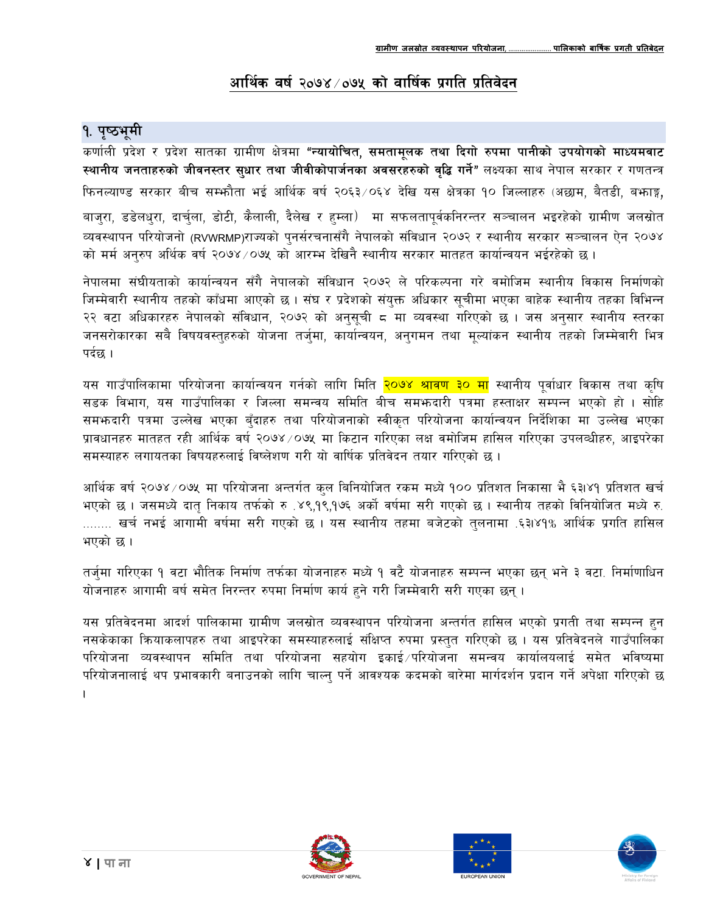# आर्थिक वर्ष २०७४/०७५ को वार्षिक प्रगति प्रतिवेदन

## १. पृष्ठभूमी

कर्णाली प्रदेश र प्रदेश सातका ग्रामीण क्षेत्रमा **"न्यायोचित, समतामूलक तथा दिगो रुपमा पानीको उपयोगको माध्यमवाट स्थानीय जनताहरुको जीवनस्तर सुधार तथा जीवीकोपार्जनका अवसरहरुको वृद्धि गर्ने"** लक्ष्यका साथ नेपाल सरकार र गणतन्त्र फिनल्याण्ड सरकार बीच सम्झौता भई आर्थिक वर्ष २०६३/०६४ देखि यस क्षेत्रका १० जिल्लाहरु (अछाम, बैतडी, बझाङ्ग, बाजुरा, डडेलधुरा, दार्चुला, डोटी, कैलाली, दैलेख र हुम्ला) मा सफलतापूर्वकनिरन्तर सञ्चालन भइरहेको ग्रामीण जलस्रोत व्यवस्थापन परियोजनो (RVWRMP)राज्यको पुनर्संरचनासँगै नेपालको संविधान २०७२ र स्थानीय सरकार सञ्चालन ऐन २०७४ को मर्म अनुरुप अर्थिक वर्ष २०७४/०७५ को आरम्भ देखिनै स्थानीय सरकार मातहत कार्यान्वयन भईरहेको छ ।

नेपालमा संघीयताको कार्यान्वयन सँगै नेपालको संविधान २०७२ ले परिकल्पना गरे वमोजिम स्थानीय विकास निर्माणको जिम्मेवारी स्थानीय तहको काँधमा आएको छ । संघ र प्रदेशको संयुक्त अधिकार सूचीमा भएका बाहेक स्थानीय तहका विभिन्न २२ वटा अधिकारहरु नेपालको संविधान, २०७२ को अनुसूची ८ मा व्यवस्था गरिएको छ । जस अनुसार स्थानीय स्तरका जनसरोकारका सबै विषयवस्तुहरुको योजना तर्जुमा, कार्यान्वयन, अनुगमन तथा मूल्यांकन स्थानीय तहको जिम्मेवारी भित्र पर्दछ ।

यस गाउँपालिकामा परियोजना कार्यान्वयन गर्नको लागि मिति २०७४ श्रावण ३० मा स्थानीय पूर्वाधार विकास तथा कृषि सडक विभाग, यस गाउँपालिका र जिल्ला समन्वय समिति बीच समझदारी पत्रमा हस्ताक्षर सम्पन्न भएको हो । सोहि समझदारी पत्रमा उल्लेख भएका बुँदाहरु तथा परियोजनाको स्वीकृत परियोजना कार्यान्वयन निर्देशिका मा उल्लेख भएका प्रावधानहरु मातहत रही आर्थिक वर्ष २०७४/०७५ मा किटान गरिएका लक्ष वमोजिम हासिल गरिएका उपलब्धीहरु, आइपरेका समस्याहरु लगायतका विषयहरुलाई विष्लेशण गरी यो वार्षिक प्रतिवेदन तयार गरिएको छ ।

आर्थिक वर्ष २०७४/०७५ मा परियोजना अन्तर्गत कुल बिनियोजित रकम मध्ये १०० प्रतिशत निकासा भै ६३।४१ प्रतिशत खर्च भएको छ । जसमध्ये दातृ निकाय तर्फको रु .४९,१९,१७६ अर्को वर्षमा सरी गएको छ । स्थानीय तहको विनियोजित मध्ये रु. ........ खर्च नभई आगामी वर्षमा सरी गएको छ । यस स्थानीय तहमा बजेटको तुलनामा .६३।४१% आर्थिक प्रगति हासिल भएको छ ।

तर्जुमा गरिएका १ वटा भौतिक निर्माण तर्फका योजनाहरु मध्ये १ वटै योजनाहरु सम्पन्न भएका छन् भने ३ वटा. निर्माणाधिन योजनाहरु आगामी बर्ष समेत निरन्तर रुपमा निर्माण कार्य हुने गरी जिम्मेवारी सरी गएका छन् ।

यस प्रतिवेदनमा आदर्श पालिकामा ग्रामीण जलस्रोत व्यवस्थापन परियोजना अन्तर्गत हासिल भएको प्रगती तथा सम्पन्न हुन नसकेकाका क्रियाकलापहरु तथा आइपरेका समस्याहरुलाई संक्षिप्त रुपमा प्रस्तुत गरिएको छ । यस प्रतिवेदनले गाउँपालिका परियोजना व्यवस्थापन समिति तथा परियोजना सहयोग इकाई/परियोजना समन्वय कार्यालयलाई समेत भविष्यमा परियोजनालाई थप प्रभावकारी बनाउनको लागि चाल्नु पर्ने आवश्यक कदमको बारेमा मार्गदर्शन प्रदान गर्ने अपेक्षा गरिएको छ ।

GOVERNMENT OF NEPAL

EUROPEAN UNION

Ministry for Foreign Affairs of Finland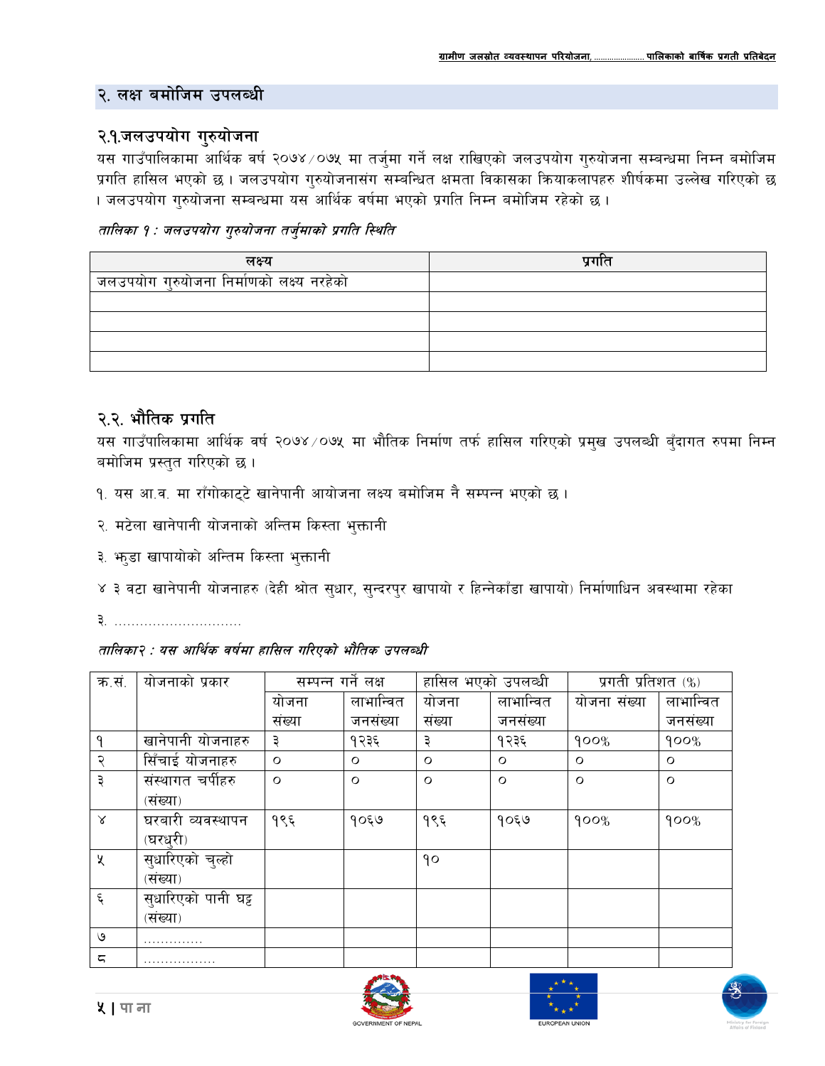## २. लक्ष बमोजिम उपलब्धी

### २.१.जलउपयोग गुरुयोजना

यस गाउँपालिकामा आर्थिक वर्ष २०७४/०७५ मा तर्जुमा गर्ने लक्ष राखिएको जलउपयोग गुरुयोजना सम्बन्धमा निम्न बमोजिम प्रगति हासिल भएको छ। जलउपयोग गुरुयोजनासंग सम्बन्धित क्षमता विकासका क्रियाकलापहरु शीर्षकमा उल्लेख गरिएको छ। जलउपयोग गुरुयोजना सम्बन्धमा यस आर्थिक वर्षमा भएको प्रगति निम्न बमोजिम रहेको छ।

*तालिका १ : जलउपयोग गुरुयोजना तर्जुमाको प्रगति स्थिति*

| लक्ष्य | प्रगति |
|---|---|
| जलउपयोग गुरुयोजना निर्माणको लक्ष्य नरहेको | |
| | |
| | |
| | |
| | |

### २.२. भौतिक प्रगति

यस गाउँपालिकामा आर्थिक वर्ष २०७४/०७५ मा भौतिक निर्माण तर्फ हासिल गरिएको प्रमुख उपलब्धी बुँदागत रुपमा निम्न बमोजिम प्रस्तुत गरिएको छ।

१. यस आ.व. मा राँगोकाट्टे खानेपानी आयोजना लक्ष्य बमोजिम नै सम्पन्न भएको छ।

२. मटेला खानेपानी योजनाको अन्तिम किस्ता भुक्तानी

३. भ्कुडा खापायोको अन्तिम किस्ता भुक्तानी

४ ३ वटा खानेपानी योजनाहरु (देही श्रोत सुधार, सुन्दरपुर खापायो र हिन्नेकाँडा खापायो) निर्माणाधिन अवस्थामा रहेका

३. ..............................

*तालिका२ : यस आर्थिक वर्षमा हासिल गरिएको भौतिक उपलब्धी*

| क्र.सं. | योजनाको प्रकार | सम्पन्न गर्ने लक्ष | | हासिल भएको उपलब्धी | | प्रगती प्रतिशत (%) | |
|---|---|---|---|---|---|---|---|
| | | योजना संख्या | लाभान्वित जनसंख्या | योजना संख्या | लाभान्वित जनसंख्या | योजना संख्या | लाभान्वित जनसंख्या |
| १ | खानेपानी योजनाहरु | ३ | १२३६ | ३ | १२३६ | १००% | १००% |
| २ | सिँचाई योजनाहरु | ० | ० | ० | ० | ० | ० |
| ३ | संस्थागत चर्पीहरु (संख्या) | ० | ० | ० | ० | ० | ० |
| ४ | घरबारी व्यवस्थापन (घरधुरी) | १९६ | १०६७ | १९६ | १०६७ | १००% | १००% |
| ५ | सुधारिएको चुल्हो (संख्या) | | | १० | | | |
| ६ | सुधारिएको पानी घट्ट (संख्या) | | | | | | |
| ७ | ............. | | | | | | |
| ८ | ................. | | | | | | |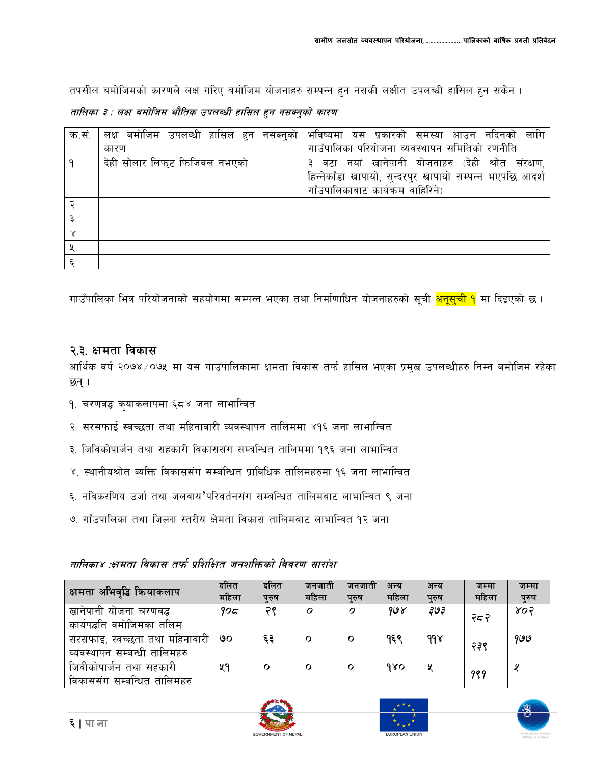तपसील बमोजिमको कारणले लक्ष गरिए बमोजिम योजनाहरु सम्पन्न हुन नसकी लक्षीत उपलब्धी हासिल हुन सकेन ।

*तालिका ३ : लक्ष बमोजिम भौतिक उपलब्धी हासिल हुन नसक्नुको कारण*

| क.सं. | लक्ष बमोजिम उपलब्धी हासिल हुन नसक्नुको कारण | भविष्यमा यस प्रकारको समस्या आउन नदिनको लागि गाउँपालिका परियोजना व्यवस्थापन समितिको रणनीति |
|---|---|---|
| १ | देही सोलार लिफ्ट फिजिवल नभएको | ३ वटा नयाँ खानेपानी योजनाहरु (देही श्रोत संरक्षण, हिन्नेकाँडा खापायो, सुन्दरपुर खापायो सम्पन्न भएपछि आदर्श गाँउपालिकाबाट कार्यक्रम वाहिरिने) |
| २ | | |
| ३ | | |
| ४ | | |
| ५ | | |
| ६ | | |

गाउँपालिका भित्र परियोजनाको सहयोगमा सम्पन्न भएका तथा निर्माणाधिन योजनाहरुको सूची **अनुसुची १** मा दिइएको छ ।

## २.३. क्षमता विकास

आर्थिक वर्ष २०७४/०७५ मा यस गाउँपालिकामा क्षमता विकास तर्फ हासिल भएका प्रमुख उपलब्धीहरु निम्न बमोजिम रहेका छन् ।

१. चरणवद्ध कृयाकलापमा ६८४ जना लाभान्वित

२. सरसफाई स्वच्छता तथा महिनावारी व्यवस्थापन तालिममा ४१६ जना लाभान्वित

३. जिविकोपार्जन तथा सहकारी विकाससंग सम्बन्धित तालिममा १९६ जना लाभान्वित

४. स्थानीयश्रोत व्यक्ति विकाससंग सम्बन्धित प्राबिधिक तालिमहरुमा १६ जना लाभान्वित

६. नविकरणिय उर्जा तथा जलवाय'परिवर्तनसंग सम्बन्धित तालिमबाट लाभान्वित ९ जना

७. गाँउपालिका तथा जिल्ला स्तरीय क्षेमता विकास तालिमबाट लाभान्वित १२ जना

*तालिका४ :क्षमता विकास तर्फ प्रशिक्षित जनशक्तिको विवरण सारांश*

| क्षमता अभिवृद्धि क्रियाकलाप | दलित महिला | दलित पुरुष | जनजाती महिला | जनजाती पुरुष | अन्य महिला | अन्य पुरुष | जम्मा महिला | जम्मा पुरुष |
|---|---|---|---|---|---|---|---|---|
| खानेपानी योजना चरणवद्ध कार्यपद्धति वमोजिमका तलिम | १०८ | २९ | ० | ० | १७४ | ३७३ | २८२ | ४०२ |
| सरसफाइ, स्वच्छता तथा महिनावारी व्यवस्थापन सम्बन्धी तालिमहरु | ७० | ६३ | ० | ० | १६९ | ११४ | २३९ | १७७ |
| जिवीकोपार्जन तथा सहकारी विकाससंग सम्बन्धित तालिमहरु | ५१ | ० | ० | ० | १४० | ५ | १९१ | ५ |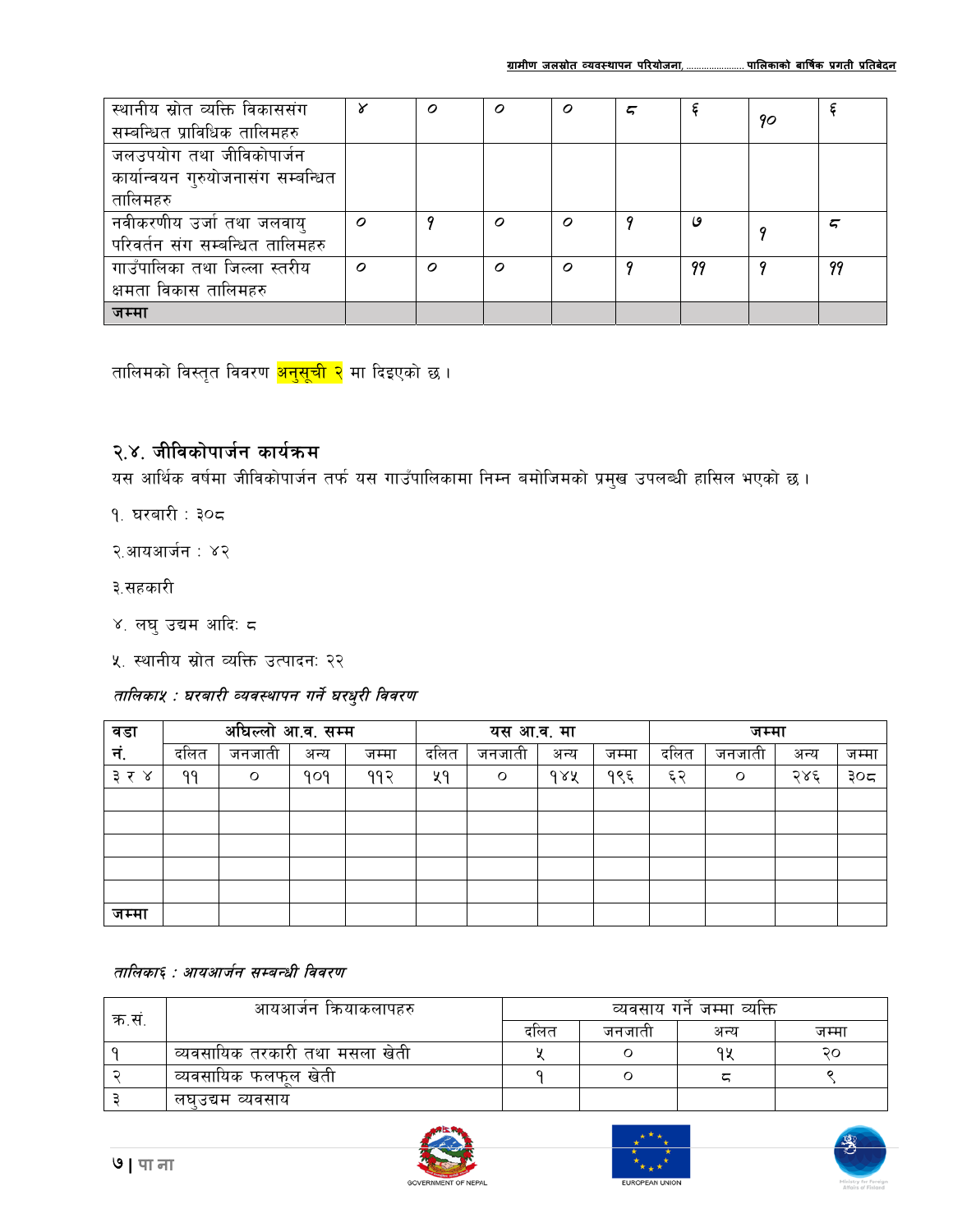| स्थानीय स्रोत व्यक्ति विकाससंग सम्बन्धित प्राविधिक तालिमहरु | ४ | ० | ० | ० | ८ | ६ | १० | ६ |
|---|---|---|---|---|---|---|---|---|
| जलउपयोग तथा जीविकोपार्जन कार्यान्वयन गुरुयोजनासंग सम्बन्धित तालिमहरु | | | | | | | | |
| नवीकरणीय उर्जा तथा जलवायु परिवर्तन संग सम्बन्धित तालिमहरु | ० | १ | ० | ० | १ | ७ | १ | ८ |
| गाउँपालिका तथा जिल्ला स्तरीय क्षमता विकास तालिमहरु | ० | ० | ० | ० | १ | ११ | १ | ११ |
| **जम्मा** | | | | | | | | |

तालिमको विस्तृत विवरण अनुसूची २ मा दिइएको छ।

## २.४. जीविकोपार्जन कार्यक्रम

यस आर्थिक वर्षमा जीविकोपार्जन तर्फ यस गाउँपालिकामा निम्न बमोजिमको प्रमुख उपलब्धी हासिल भएको छ।

१. घरबारी : ३०८

२.आयआर्जन : ४२

३.सहकारी

४. लघु उद्यम आदिः ८

५. स्थानीय स्रोत व्यक्ति उत्पादनः २२

*तालिका५ : घरबारी व्यवस्थापन गर्ने घरधुरी विवरण*

| वडा नं. | अघिल्लो आ.व. सम्म | | | | यस आ.व. मा | | | | जम्मा | | | |
|---|---|---|---|---|---|---|---|---|---|---|---|---|
| | दलित | जनजाती | अन्य | जम्मा | दलित | जनजाती | अन्य | जम्मा | दलित | जनजाती | अन्य | जम्मा |
| ३ र ४ | ११ | ० | १०१ | ११२ | ५१ | ० | १४५ | १९६ | ६२ | ० | २४६ | ३०८ |
| | | | | | | | | | | | | |
| | | | | | | | | | | | | |
| | | | | | | | | | | | | |
| | | | | | | | | | | | | |
| | | | | | | | | | | | | |
| **जम्मा** | | | | | | | | | | | | |

*तालिका६ : आयआर्जन सम्बन्धी विवरण*

| क्र.सं. | आयआर्जन क्रियाकलापहरु | व्यवसाय गर्ने जम्मा व्यक्ति | | | |
|---|---|---|---|---|---|
| | | दलित | जनजाती | अन्य | जम्मा |
| १ | व्यवसायिक तरकारी तथा मसला खेती | ५ | ० | १५ | २० |
| २ | व्यवसायिक फलफूल खेती | १ | ० | ८ | ९ |
| ३ | लघुउद्यम व्यवसाय | | | | |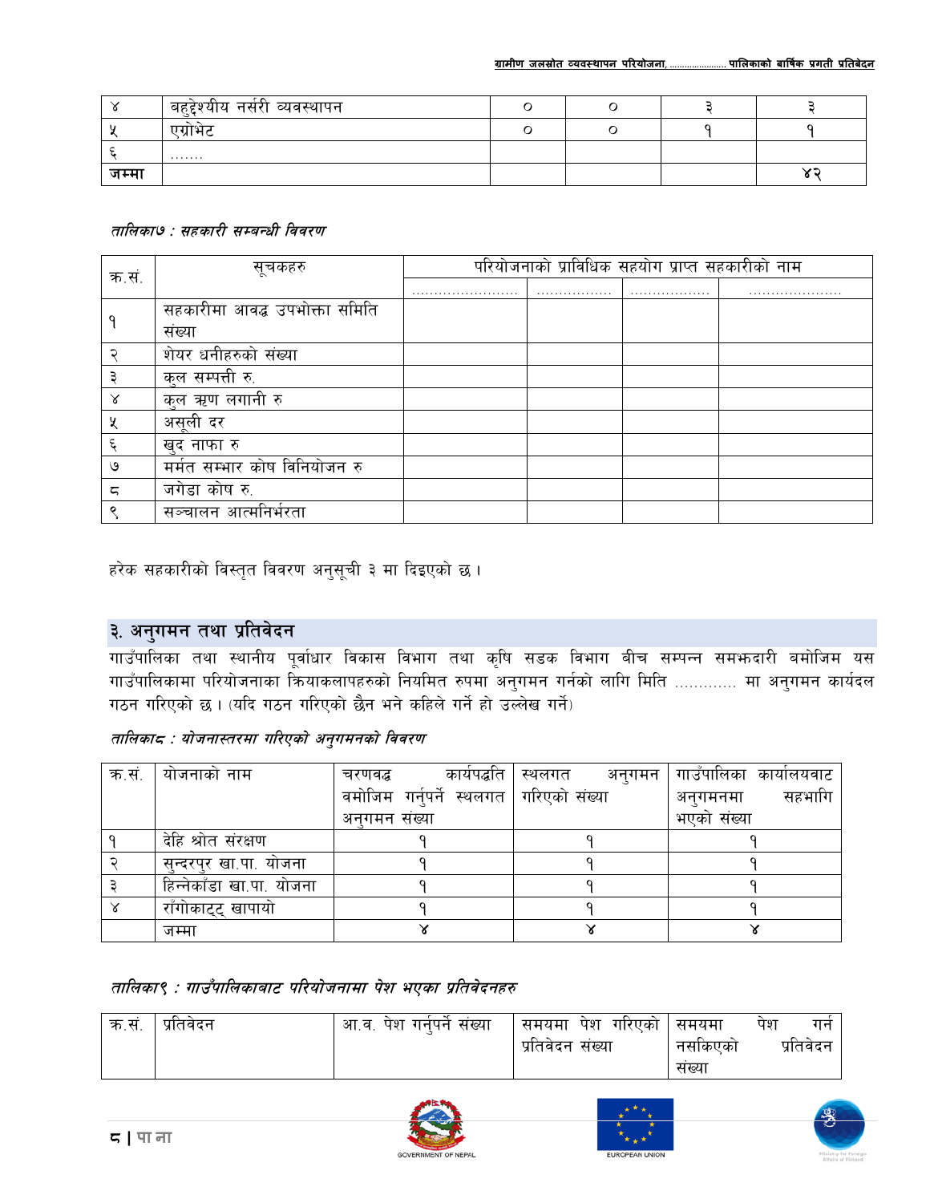| ४ | बहुद्देश्यीय नर्सरी व्यवस्थापन | ० | ० | ३ | ३ |
|---|---|---|---|---|---|
| ५ | एग्रोभेट | ० | ० | १ | १ |
| ६ | ....... | | | | |
| **जम्मा** | | | | | ४२ |

*तालिका७ : सहकारी सम्बन्धी विवरण*

| क.सं. | सूचकहरु | परियोजनाको प्राविधिक सहयोग प्राप्त सहकारीको नाम | | | |
|---|---|---|---|---|---|
| | | ........................ | ................ | ................. | ..................... |
| १ | सहकारीमा आवद्ध उपभोक्ता समिति संख्या | | | | |
| २ | शेयर धनीहरुको संख्या | | | | |
| ३ | कुल सम्पत्ती रु. | | | | |
| ४ | कुल ऋण लगानी रु | | | | |
| ५ | असूली दर | | | | |
| ६ | खुद नाफा रु | | | | |
| ७ | मर्मत सम्भार कोष विनियोजन रु | | | | |
| ८ | जगेडा कोष रु. | | | | |
| ९ | सञ्चालन आत्मनिर्भरता | | | | |

हरेक सहकारीको विस्तृत विवरण अनुसूची ३ मा दिइएको छ।

## ३. अनुगमन तथा प्रतिवेदन

गाउँपालिका तथा स्थानीय पूर्वाधार विकास विभाग तथा कृषि सडक विभाग बीच सम्पन्न समझदारी बमोजिम यस गाउँपालिकामा परियोजनाका क्रियाकलापहरुको नियमित रुपमा अनुगमन गर्नको लागि मिति ............ मा अनुगमन कार्यदल गठन गरिएको छ। (यदि गठन गरिएको छैन भने कहिले गर्ने हो उल्लेख गर्ने)

*तालिका८ : योजनास्तरमा गरिएको अनुगमनको विवरण*

| क.सं. | योजनाको नाम | चरणवद्ध कार्यपद्धति वमोजिम गर्नुपर्ने स्थलगत अनुगमन संख्या | स्थलगत अनुगमन गरिएको संख्या | गाउँपालिका कार्यालयवाट अनुगमनमा सहभागि भएको संख्या |
|---|---|---|---|---|
| १ | देहि श्रोत संरक्षण | १ | १ | १ |
| २ | सुन्दरपुर खा.पा. योजना | १ | १ | १ |
| ३ | हिन्नेकाँडा खा.पा. योजना | १ | १ | १ |
| ४ | राँगोकाट्ट खापायो | १ | १ | १ |
| | जम्मा | ४ | ४ | ४ |

*तालिका९ : गाउँपालिकाबाट परियोजनामा पेश भएका प्रतिवेदनहरु*

| क.सं. | प्रतिवेदन | आ.व. पेश गर्नुपर्ने संख्या | समयमा पेश गरिएको प्रतिवेदन संख्या | समयमा पेश गर्न नसकिएको प्रतिवेदन संख्या |
|---|---|---|---|---|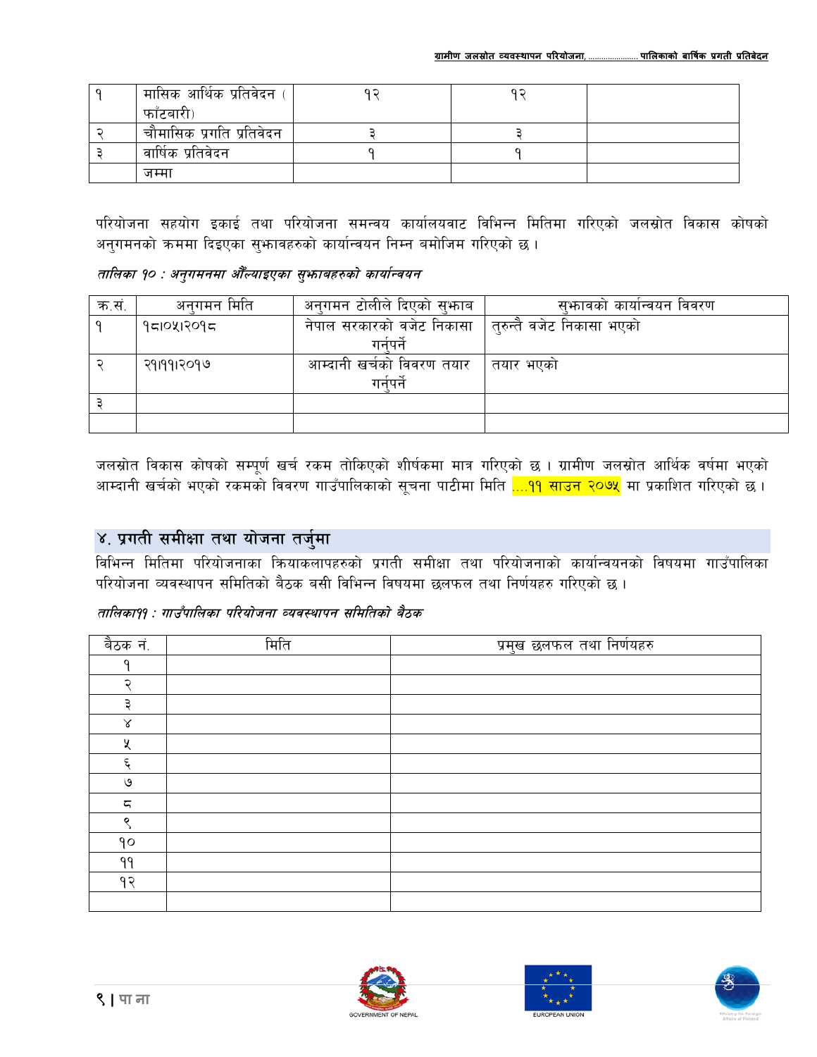| १ | मासिक आर्थिक प्रतिवेदन (फाँटवारी) | १२ | १२ | |
|---|---|---|---|---|
| २ | चौमासिक प्रगति प्रतिवेदन | ३ | ३ | |
| ३ | वार्षिक प्रतिवेदन | १ | १ | |
| | जम्मा | | | |

परियोजना सहयोग इकाई तथा परियोजना समन्वय कार्यालयवाट विभिन्न मितिमा गरिएको जलस्रोत विकास कोषको अनुगमनको क्रममा दिइएका सुझावहरुको कार्यान्वयन निम्न बमोजिम गरिएको छ ।

*तालिका १० : अनुगमनमा औँल्याइएका सुझावहरुको कार्यान्वयन*

| क्र.सं. | अनुगमन मिति | अनुगमन टोलीले दिएको सुझाव | सुझावको कार्यान्वयन विवरण |
|---|---|---|---|
| १ | १८।०५।२०१८ | नेपाल सरकारको वजेट निकासा गर्नुपर्ने | तुरुन्तै वजेट निकासा भएको |
| २ | २१।११।२०१७ | आम्दानी खर्चको विवरण तयार गर्नुपर्ने | तयार भएको |
| ३ | | | |
| | | | |

जलस्रोत विकास कोषको सम्पूर्ण खर्च रकम तोकिएको शीर्षकमा मात्र गरिएको छ । ग्रामीण जलस्रोत आर्थिक वर्षमा भएको आम्दानी खर्चको भएको रकमको विवरण गाउँपालिकाको सूचना पाटीमा मिति ....११ साउन २०७५ मा प्रकाशित गरिएको छ ।

## ४. प्रगती समीक्षा तथा योजना तर्जुमा

विभिन्न मितिमा परियोजनाका क्रियाकलापहरुको प्रगती समीक्षा तथा परियोजनाको कार्यान्वयनको विषयमा गाउँपालिका परियोजना व्यवस्थापन समितिको बैठक बसी विभिन्न विषयमा छलफल तथा निर्णयहरु गरिएको छ ।

*तालिका११ : गाउँपालिका परियोजना व्यवस्थापन समितिको बैठक*

| बैठक नं. | मिति | प्रमुख छलफल तथा निर्णयहरु |
|---|---|---|
| १ | | |
| २ | | |
| ३ | | |
| ४ | | |
| ५ | | |
| ६ | | |
| ७ | | |
| ८ | | |
| ९ | | |
| १० | | |
| ११ | | |
| १२ | | |
| | | |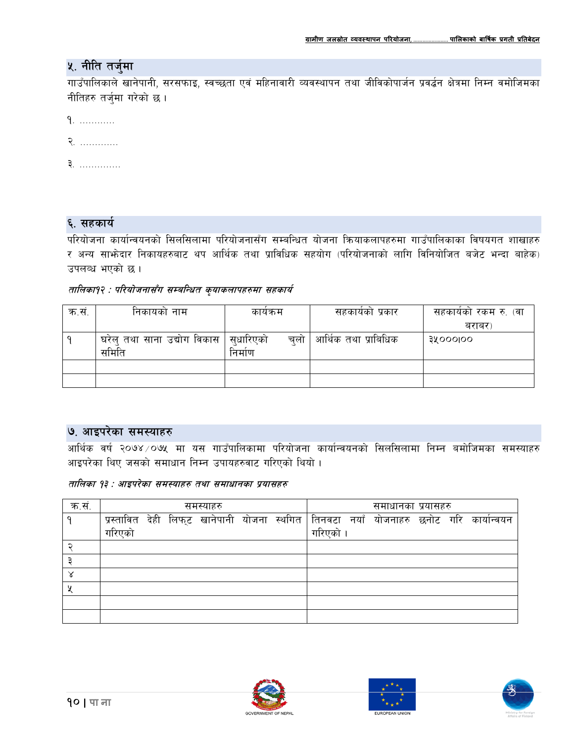## ५. नीति तर्जुमा

गाउँपालिकाले खानेपानी, सरसफाइ, स्वच्छता एवं महिनावारी व्यवस्थापन तथा जीविकोपार्जन प्रवर्द्धन क्षेत्रमा निम्न वमोजिमका नीतिहरु तर्जुमा गरेको छ ।

१. …………

२. ………….

३. ………….

## ६. सहकार्य

परियोजना कार्यान्वयनको सिलसिलामा परियोजनासँग सम्बन्धित योजना क्रियाकलापहरुमा गाउँपालिकाका विषयगत शाखाहरु र अन्य साझेदार निकायहरुबाट थप आर्थिक तथा प्राविधिक सहयोग (परियोजनाको लागि विनियोजित बजेट भन्दा बाहेक) उपलब्ध भएको छ ।

*तालिका१२ : परियोजनासँग सम्बन्धित कृयाकलापहरुमा सहकार्य*

| क.सं. | निकायको नाम | कार्यक्रम | सहकार्यको प्रकार | सहकार्यको रकम रु. (वा बराबर) |
|---|---|---|---|---|
| १ | घरेलु तथा साना उद्योग विकास समिति | सुधारिएको चुलो निर्माण | आर्थिक तथा प्राविधिक | ३५०००।०० |
| | | | | |
| | | | | |

## ७. आइपरेका समस्याहरु

आर्थिक वर्ष २०७४/०७५ मा यस गाउँपालिकामा परियोजना कार्यान्वयनको सिलसिलामा निम्न बमोजिमका समस्याहरु आइपरेका थिए जसको समाधान निम्न उपायहरुवाट गरिएको थियो ।

*तालिका १३ : आइपरेका समस्याहरु तथा समाधानका प्रयासहरु*

| क.सं. | समस्याहरु | समाधानका प्रयासहरु |
|---|---|---|
| १ | प्रस्तावित देही लिफ्ट खानेपानी योजना स्थगित गरिएको | तिनवटा नयाँ योजनाहरु छनोट गरि कार्यान्वयन गरिएको । |
| २ | | |
| ३ | | |
| ४ | | |
| ५ | | |
| | | |
| | | |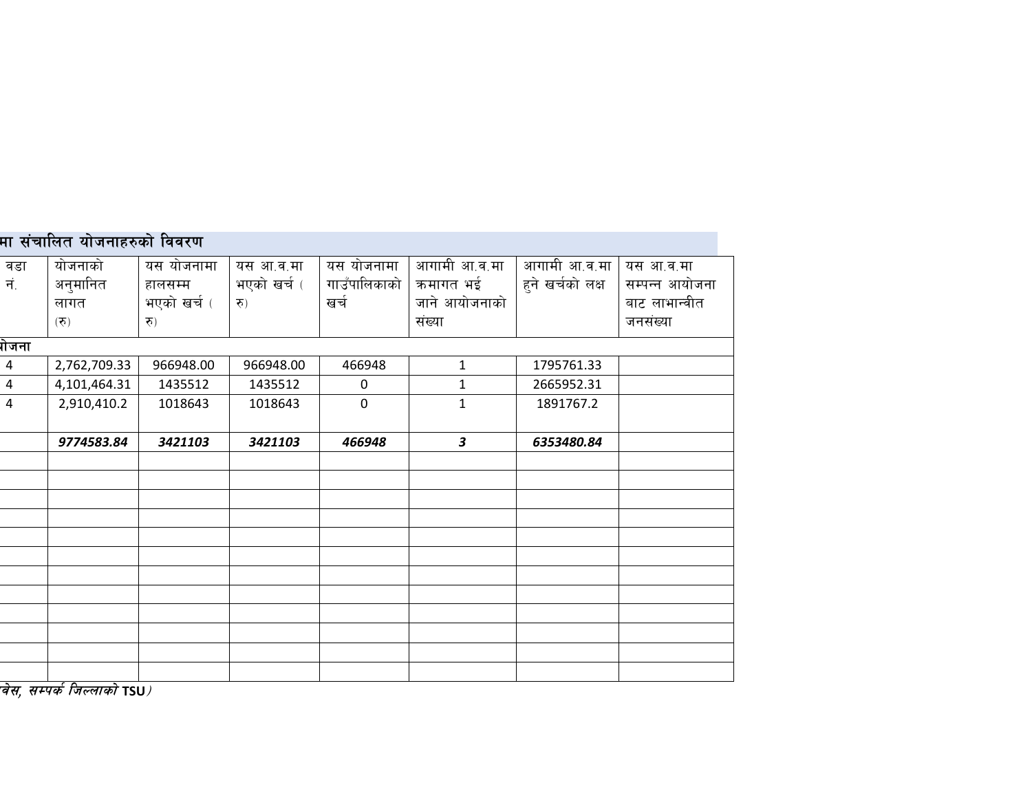## मा संचालित योजनाहरुको विवरण

| वडा नं. | योजनाको अनुमानित लागत (रु) | यस योजनामा हालसम्म भएको खर्च ( रु) | यस आ.व.मा भएको खर्च ( रु) | यस योजनामा गाउँपालिकाको खर्च | आगामी आ.व.मा क्रमागत भई जाने आयोजनाको संख्या | आगामी आ.व.मा हुने खर्चको लक्ष | यस आ.व.मा सम्पन्न आयोजना बाट लाभान्वीत जनसंख्या |
|---|---|---|---|---|---|---|---|
| **योजना** | | | | | | | |
| 4 | 2,762,709.33 | 966948.00 | 966948.00 | 466948 | 1 | 1795761.33 | |
| 4 | 4,101,464.31 | 1435512 | 1435512 | 0 | 1 | 2665952.31 | |
| 4 | 2,910,410.2 | 1018643 | 1018643 | 0 | 1 | 1891767.2 | |
| | ***9774583.84*** | ***3421103*** | ***3421103*** | ***466948*** | ***3*** | ***6353480.84*** | |
| | | | | | | | |
| | | | | | | | |
| | | | | | | | |
| | | | | | | | |
| | | | | | | | |
| | | | | | | | |
| | | | | | | | |
| | | | | | | | |
| | | | | | | | |
| | | | | | | | |
| | | | | | | | |
| | | | | | | | |

*वेस, सम्पर्क जिल्लाको* **TSU***)*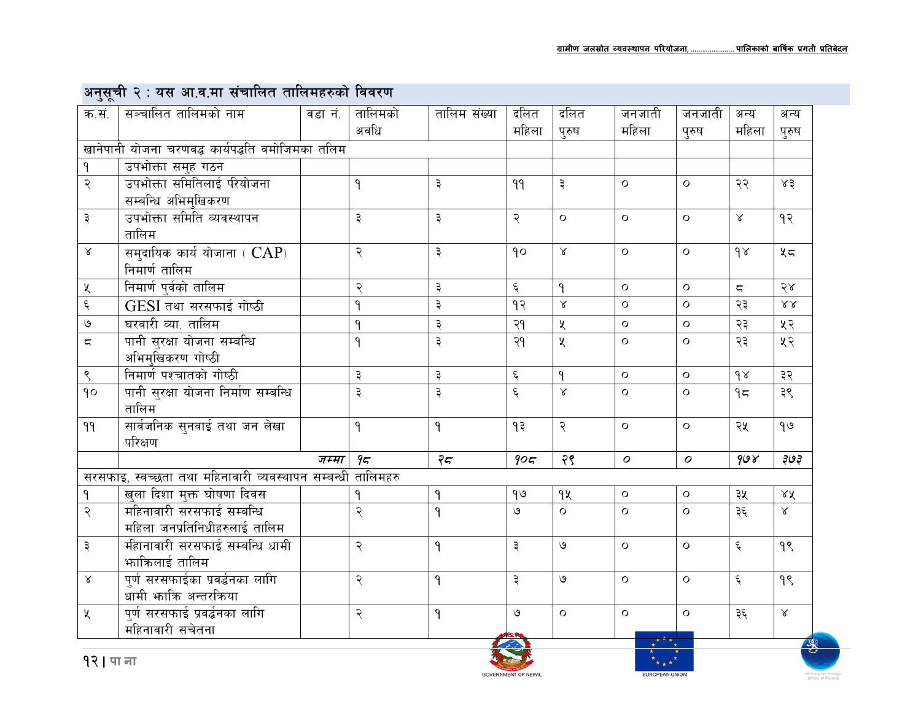## अनुसूची २ : यस आ.व.मा संचालित तालिमहरुको विवरण

| क्र.सं. | सञ्चालित तालिमको नाम | वडा नं. | तालिमको अवधि | तालिम संख्या | दलित महिला | दलित पुरुष | जनजाती महिला | जनजाती पुरुष | अन्य महिला | अन्य पुरुष |
|---|---|---|---|---|---|---|---|---|---|---|
| खानेपानी योजना चरणवद्ध कार्यपद्धति वमोजिमका तलिम | | | | | | | | | | |
| १ | उपभोक्ता समुह गठन | | | | | | | | | |
| २ | उपभोक्ता समितिलाई परियोजना सम्बन्धि अभिमुखिकरण | | १ | ३ | ११ | ३ | ० | ० | २२ | ४३ |
| ३ | उपभोक्ता समिति व्यवस्थापन तालिम | | ३ | ३ | २ | ० | ० | ० | ४ | १२ |
| ४ | समुदायिक कार्य योजना ( CAP) निमार्ण तालिम | | २ | ३ | १० | ४ | ० | ० | १४ | ५८ |
| ५ | निमार्ण पुर्वको तालिम | | २ | ३ | ६ | १ | ० | ० | ८ | २४ |
| ६ | GESI तथा सरसफाई गोष्ठी | | १ | ३ | १२ | ४ | ० | ० | २३ | ४४ |
| ७ | घरवारी व्या. तालिम | | १ | ३ | २१ | ५ | ० | ० | २३ | ५२ |
| ८ | पानी सुरक्षा योजना सम्बन्धि अभिमुखिकरण गोष्ठी | | १ | ३ | २१ | ५ | ० | ० | २३ | ५२ |
| ९ | निमार्ण पश्चातको गोष्ठी | | ३ | ३ | ६ | १ | ० | ० | १४ | ३२ |
| १० | पानी सुरक्षा योजना निर्माण सम्बन्धि तालिम | | ३ | ३ | ६ | ४ | ० | ० | १८ | ३९ |
| ११ | सार्वजनिक सुनवाई तथा जन लेखा परिक्षण | | १ | १ | १३ | २ | ० | ० | २५ | १७ |
| | | *जम्मा* | *१८* | *२८* | *१०८* | *२९* | *०* | *०* | *१७४* | *३७३* |
| सरसफाइ, स्वच्छता तथा महिनावारी व्यवस्थापन सम्बन्धी तालिमहरु | | | | | | | | | | |
| १ | खुला दिशा मुक्त घोषणा दिवस | | १ | १ | १७ | १५ | ० | ० | ३५ | ४५ |
| २ | महिनावारी सरसफाई सम्बन्धि महिला जनप्रतिनिधीहरुलाई तालिम | | २ | १ | ७ | ० | ० | ० | ३६ | ४ |
| ३ | महीनावारी सरसफाई सम्बन्धि धामी झाक्रिलाई तालिम | | २ | १ | ३ | ७ | ० | ० | ६ | १९ |
| ४ | पुर्ण सरसफाईका प्रवर्द्धनका लागि धामी झाक्रि अन्तरक्रिया | | २ | १ | ३ | ७ | ० | ० | ६ | १९ |
| ५ | पुर्ण सरसफाई प्रवर्द्धनका लागि महिनावारी सचेतना | | २ | १ | ७ | ० | ० | ० | ३६ | ४ |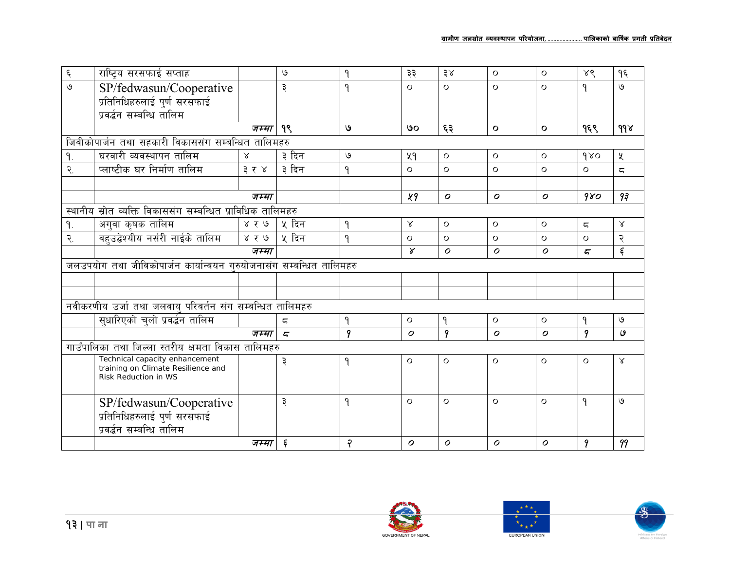| | | | | | | | | | | |
|---|---|---|---|---|---|---|---|---|---|---|
| ६ | राष्ट्रिय सरसफाई सप्ताह | | ७ | १ | ३३ | ३४ | ० | ० | ४९ | १६ |
| ७ | SP/fedwasun/Cooperative प्रतिनिधिहरुलाई पुर्ण सरसफाई प्रवर्द्धन सम्बन्धि तालिम | | ३ | १ | ० | ० | ० | ० | १ | ७ |
| | | *जम्मा* | १९ | ७ | ७० | ६३ | ० | ० | १६९ | ११४ |
| जिवीकोपार्जन तथा सहकारी विकाससंग सम्बन्धित तालिमहरु | | | | | | | | | | |
| १. | घरवारी व्यवस्थापन तालिम | ४ | ३ दिन | ७ | ५१ | ० | ० | ० | १४० | ५ |
| २. | प्लाष्टीक घर निर्माण तालिम | ३ र ४ | ३ दिन | १ | ० | ० | ० | ० | ० | ८ |
| | | | | | | | | | | |
| | | *जम्मा* | | | *५१* | *०* | *०* | *०* | *१४०* | *१३* |
| स्थानीय स्रोत व्यक्ति विकाससंग सम्बन्धित प्राविधिक तालिमहरु | | | | | | | | | | |
| १. | अगुवा कृषक तालिम | ४ र ७ | ५ दिन | १ | ४ | ० | ० | ० | ८ | ४ |
| २. | वहुउद्धेश्यीय नर्सरी नाईके तालिम | ४ र ७ | ५ दिन | १ | ० | ० | ० | ० | ० | २ |
| | | *जम्मा* | | | *४* | *०* | *०* | *०* | *८* | *६* |
| जलउपयोग तथा जीविकोपार्जन कार्यान्वयन गुरुयोजनासंग सम्बन्धित तालिमहरु | | | | | | | | | | |
| | | | | | | | | | | |
| | | | | | | | | | | |
| नवीकरणीय उर्जा तथा जलवायु परिवर्तन संग सम्बन्धित तालिमहरु | | | | | | | | | | |
| | सुधारिएको चुलो प्रवर्द्धन तालिम | | ८ | १ | ० | १ | ० | ० | १ | ७ |
| | | *जम्मा* | *८* | *१* | *०* | *१* | *०* | *०* | *१* | *७* |
| गाउँपालिका तथा जिल्ला स्तरीय क्षमता विकास तालिमहरु | | | | | | | | | | |
| | Technical capacity enhancement training on Climate Resilience and Risk Reduction in WS | | ३ | १ | ० | ० | ० | ० | ० | ४ |
| | SP/fedwasun/Cooperative प्रतिनिधिहरुलाई पुर्ण सरसफाई प्रवर्द्धन सम्बन्धि तालिम | | ३ | १ | ० | ० | ० | ० | १ | ७ |
| | | *जम्मा* | ६ | २ | *०* | *०* | *०* | *०* | *१* | *११* |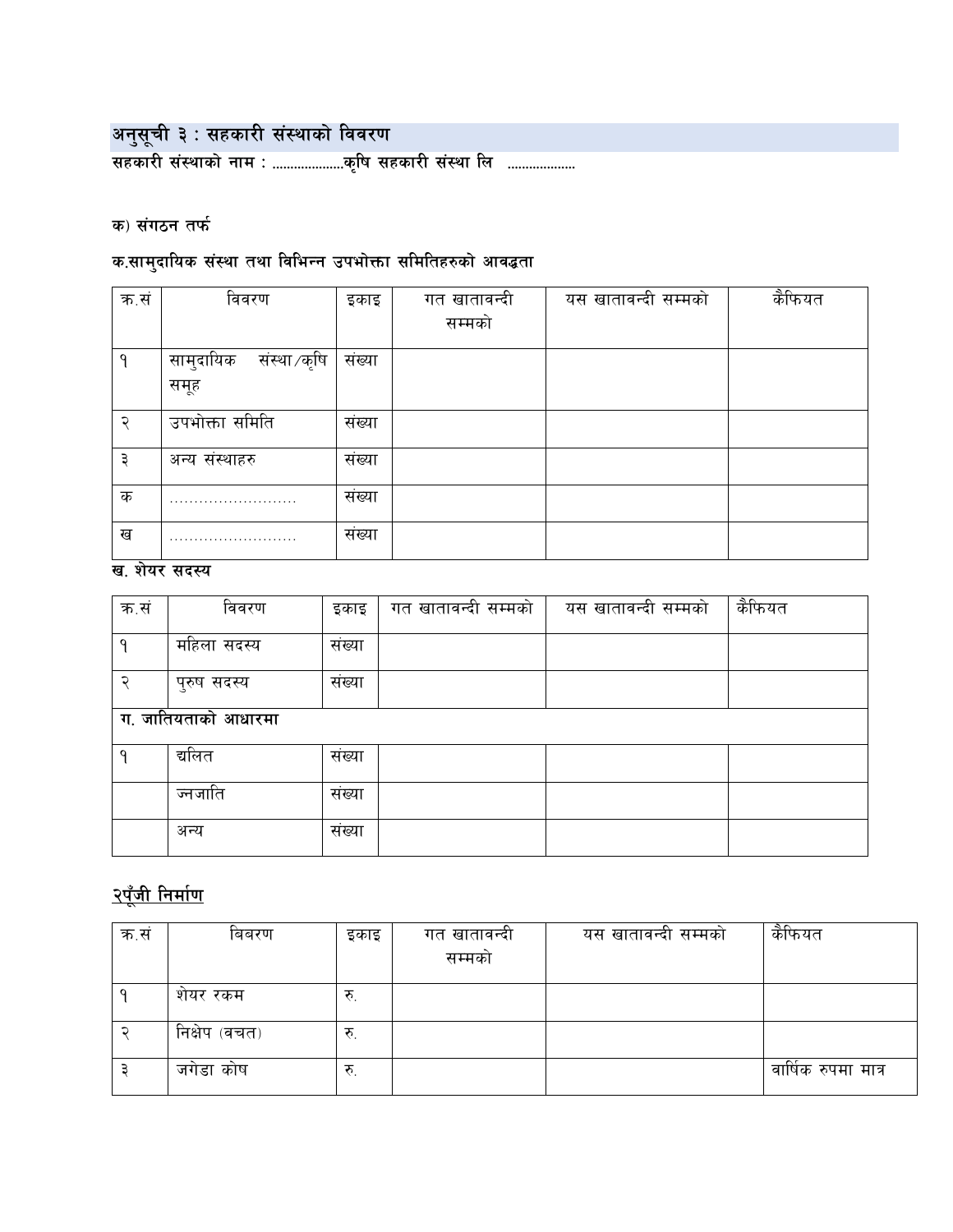## अनुसूची ३ : सहकारी संस्थाको विवरण

**सहकारी संस्थाको नाम : ....................कृषि सहकारी संस्था लि ..................**

**क) संगठन तर्फ**

**क.सामुदायिक संस्था तथा विभिन्न उपभोक्ता समितिहरुको आवद्धता**

| क.सं | विवरण | इकाइ | गत खातावन्दी सम्मको | यस खातावन्दी सम्मको | कैफियत |
|---|---|---|---|---|---|
| १ | सामुदायिक संस्था/कृषि समूह | संख्या | | | |
| २ | उपभोक्ता समिति | संख्या | | | |
| ३ | अन्य संस्थाहरु | संख्या | | | |
| क | .......................... | संख्या | | | |
| ख | .......................... | संख्या | | | |

**ख. शेयर सदस्य**

| क.सं | विवरण | इकाइ | गत खातावन्दी सम्मको | यस खातावन्दी सम्मको | कैफियत |
|---|---|---|---|---|---|
| १ | महिला सदस्य | संख्या | | | |
| २ | पुरुष सदस्य | संख्या | | | |
| **ग. जातियताको आधारमा** | | | | | |
| १ | दलित | संख्या | | | |
| | ज्नजाति | संख्या | | | |
| | अन्य | संख्या | | | |

## <u>२पूँजी निर्माण</u>

| क.सं | बिबरण | इकाइ | गत खातावन्दी सम्मको | यस खातावन्दी सम्मको | कैफियत |
|---|---|---|---|---|---|
| १ | शेयर रकम | रु. | | | |
| २ | निक्षेप (वचत) | रु. | | | |
| ३ | जगेडा कोष | रु. | | | वार्षिक रुपमा मात्र |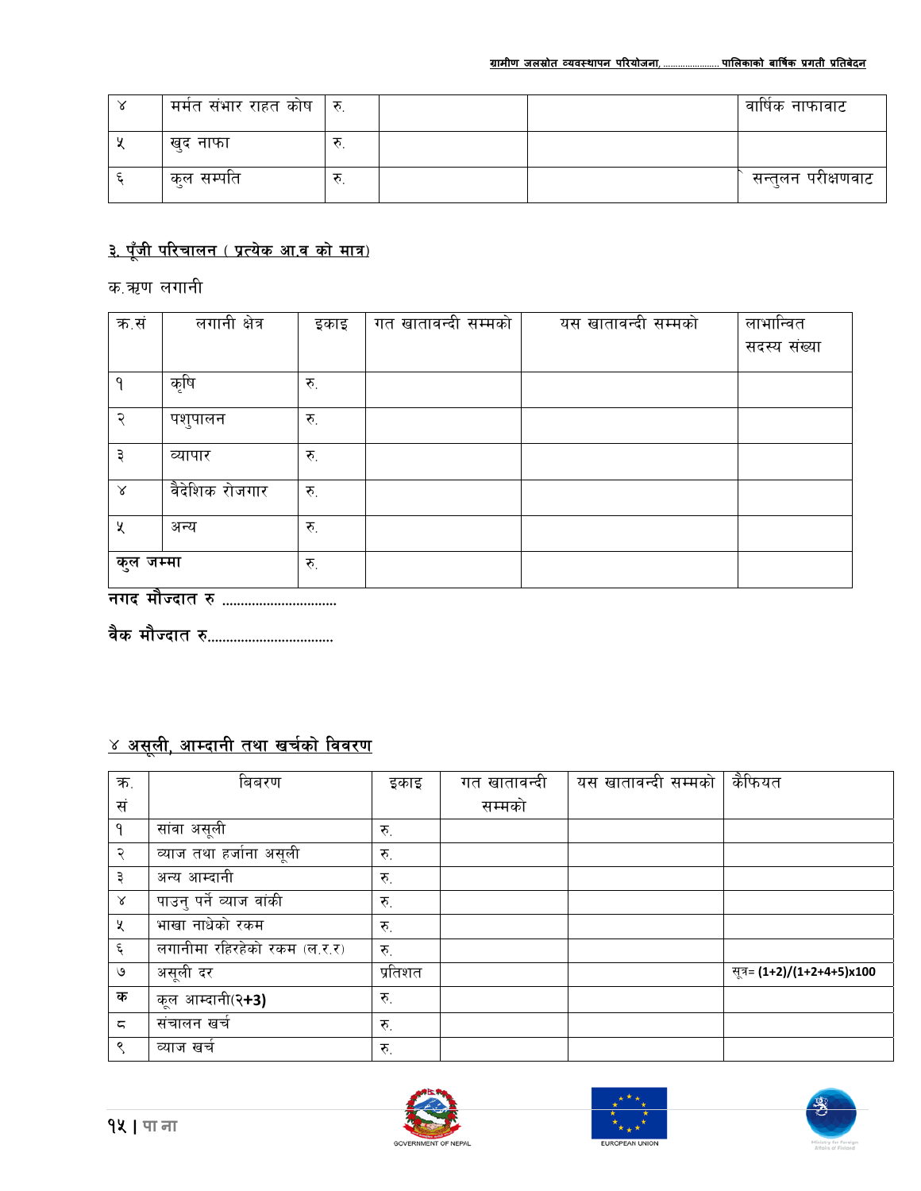| ४ | मर्मत संभार राहत कोष | रु. | | | वार्षिक नाफावाट |
|---|---|---|---|---|---|
| ५ | खुद नाफा | रु. | | | |
| ६ | कुल सम्पति | रु. | | | सन्तुलन परीक्षणवाट |

## ३. पूँजी परिचालन ( प्रत्येक आ.व को मात्र)

क.ऋण लगानी

| क.सं | लगानी क्षेत्र | इकाइ | गत खातावन्दी सम्मको | यस खातावन्दी सम्मको | लाभान्वित सदस्य संख्या |
|---|---|---|---|---|---|
| १ | कृषि | रु. | | | |
| २ | पशुपालन | रु. | | | |
| ३ | व्यापार | रु. | | | |
| ४ | वैदेशिक रोजगार | रु. | | | |
| ५ | अन्य | रु. | | | |
| **कुल जम्मा** | | रु. | | | |

**नगद मौज्दात रु ..............................**

**वैक मौज्दात रु.................................**

## ४ असूली, आम्दानी तथा खर्चको विवरण

| क. सं | विवरण | इकाइ | गत खातावन्दी सम्मको | यस खातावन्दी सम्मको | कैफियत |
|---|---|---|---|---|---|
| १ | सांवा असूली | रु. | | | |
| २ | व्याज तथा हर्जाना असूली | रु. | | | |
| ३ | अन्य आम्दानी | रु. | | | |
| ४ | पाउनु पर्ने व्याज वांकी | रु. | | | |
| ५ | भाखा नाधेको रकम | रु. | | | |
| ६ | लगानीमा रहिरहेको रकम (ल.र.र) | रु. | | | |
| ७ | असूली दर | प्रतिशत | | | सूत्र= **(1+2)/(1+2+4+5)x100** |
| क | कूल आम्दानी(**२+3)** | रु. | | | |
| ८ | संचालन खर्च | रु. | | | |
| ९ | व्याज खर्च | रु. | | | |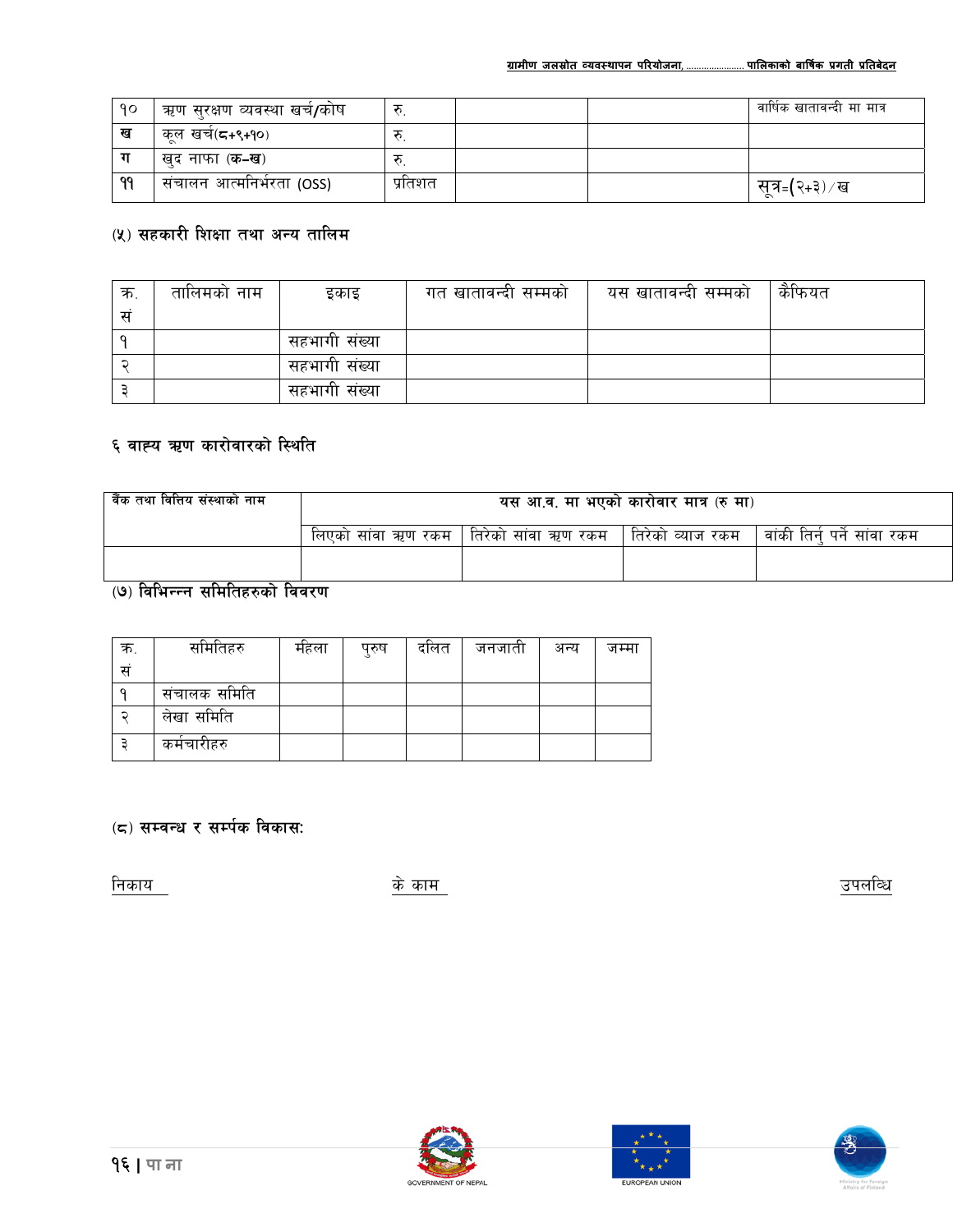| १० | ऋण सुरक्षण व्यवस्था खर्च/कोष | रु. | | | वार्षिक खातावन्दी मा मात्र |
|---|---|---|---|---|---|
| ख | कूल खर्च(८+९+१०) | रु. | | | |
| ग | खुद नाफा (क–ख) | रु. | | | |
| ११ | संचालन आत्मनिर्भरता (OSS) | प्रतिशत | | | सूत्र=(२+३)/ख |

## (५) सहकारी शिक्षा तथा अन्य तालिम

| क. सं | तालिमको नाम | इकाइ | गत खातावन्दी सम्मको | यस खातावन्दी सम्मको | कैफियत |
|---|---|---|---|---|---|
| १ | | सहभागी संख्या | | | |
| २ | | सहभागी संख्या | | | |
| ३ | | सहभागी संख्या | | | |

## ६ वाह्य ऋण कारोवारको स्थिति

| वैंक तथा वित्तिय संस्थाको नाम | यस आ.व. मा भएको कारोवार मात्र (रु मा) | | | |
|---|---|---|---|---|
| | लिएको सांवा ऋण रकम | तिरेको सांवा ऋण रकम | तिरेको व्याज रकम | वांकी तिर्नु पर्ने सांवा रकम |
| | | | | |

## (७) विभिन्न्न समितिहरुको विवरण

| क. सं | समितिहरु | महिला | पुरुष | दलित | जनजाती | अन्य | जम्मा |
|---|---|---|---|---|---|---|---|
| १ | संचालक समिति | | | | | | |
| २ | लेखा समिति | | | | | | |
| ३ | कर्मचारीहरु | | | | | | |

## (८) सम्वन्ध र सर्म्पक विकास:

निकाय                    के काम                    उपलब्धि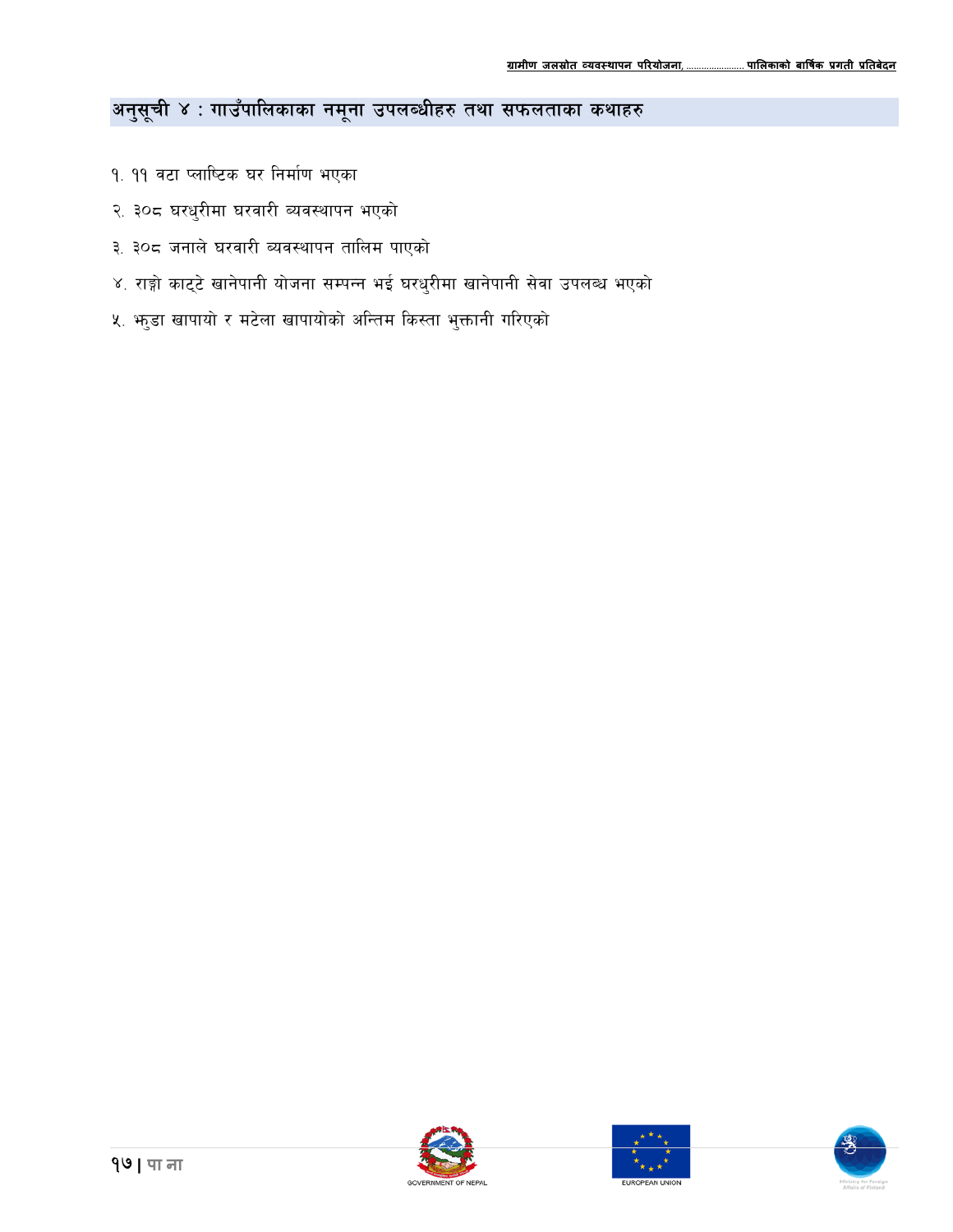## अनुसूची ४ : गाउँपालिकाका नमूना उपलब्धीहरु तथा सफलताका कथाहरु

१. ११ वटा प्लाष्टिक घर निर्माण भएका

२. ३०८ घरधुरीमा घरवारी व्यवस्थापन भएको

३. ३०८ जनाले घरवारी व्यवस्थापन तालिम पाएको

४. राङ्गो काट्टे खानेपानी योजना सम्पन्न भई घरधुरीमा खानेपानी सेवा उपलब्ध भएको

५. झुडा खापायो र मटेला खापायोको अन्तिम किस्ता भुक्तानी गरिएको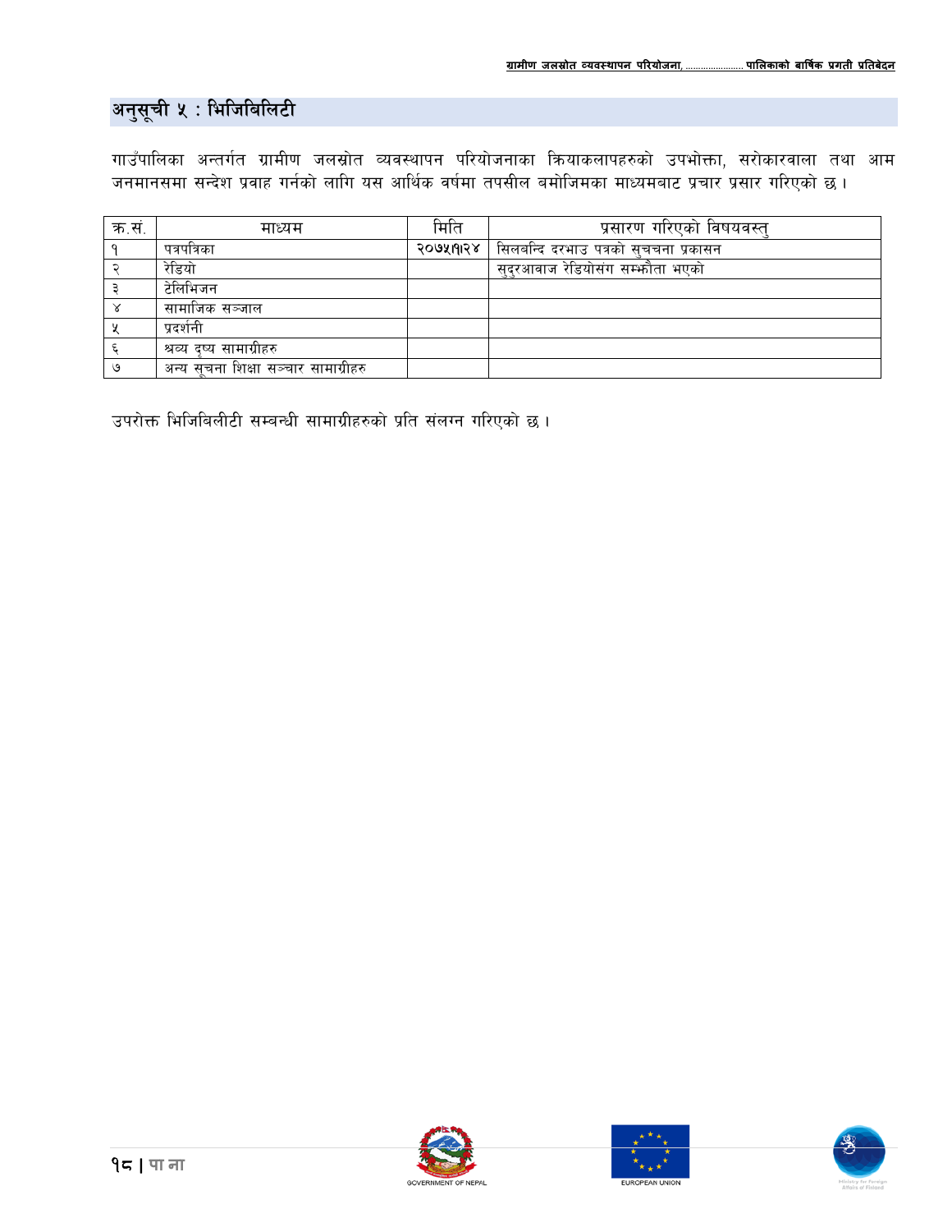## अनुसूची ५ : भिजिबिलिटी

गाउँपालिका अन्तर्गत ग्रामीण जलस्रोत व्यवस्थापन परियोजनाका क्रियाकलापहरुको उपभोक्ता, सरोकारवाला तथा आम जनमानसमा सन्देश प्रवाह गर्नको लागि यस आर्थिक वर्षमा तपसील बमोजिमका माध्यमबाट प्रचार प्रसार गरिएको छ ।

| क.सं. | माध्यम | मिति | प्रसारण गरिएको विषयवस्तु |
|---|---|---|---|
| १ | पत्रपत्रिका | २०७५।१।२४ | सिलबन्दि दरभाउ पत्रको सुचना प्रकासन |
| २ | रेडियो | | सुदुरआवाज रेडियोसंग सम्झौता भएको |
| ३ | टेलिभिजन | | |
| ४ | सामाजिक सञ्जाल | | |
| ५ | प्रदर्शनी | | |
| ६ | श्रव्य दृष्य सामाग्रीहरु | | |
| ७ | अन्य सूचना शिक्षा सञ्चार सामाग्रीहरु | | |

उपरोक्त भिजिबिलीटी सम्बन्धी सामाग्रीहरुको प्रति संलग्न गरिएको छ ।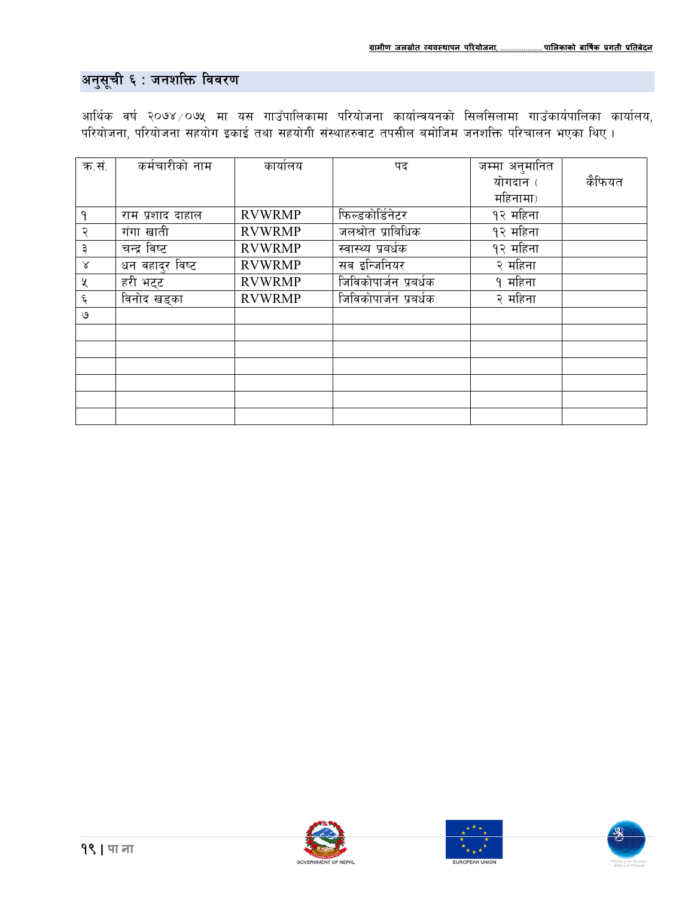## अनुसूची ६ : जनशक्ति विवरण

आर्थिक वर्ष २०७४/०७५ मा यस गाउँपालिकामा परियोजना कार्यान्वयनको सिलसिलामा गाउँकार्यपालिका कार्यालय, परियोजना, परियोजना सहयोग इकाई तथा सहयोगी संस्थाहरुवाट तपसील बमोजिम जनशक्ति परिचालन भएका थिए ।

| क.सं. | कर्मचारीको नाम | कार्यालय | पद | जम्मा अनुमानित योगदान ( महिनामा) | कैफियत |
|---|---|---|---|---|---|
| १ | राम प्रशाद दाहाल | RVWRMP | फिल्डकोर्डिनेटर | १२ महिना | |
| २ | गंगा खाती | RVWRMP | जलश्रोत प्राबिधिक | १२ महिना | |
| ३ | चन्द्र विष्ट | RVWRMP | स्वास्थ्य प्रबर्धक | १२ महिना | |
| ४ | धन वहादुर विष्ट | RVWRMP | सव इन्जिनियर | २ महिना | |
| ५ | हरी भट्ट | RVWRMP | जिविकोपार्जन प्रबर्धक | १ महिना | |
| ६ | विनोद खड्का | RVWRMP | जिविकोपार्जन प्रबर्धक | २ महिना | |
| ७ | | | | | |
| | | | | | |
| | | | | | |
| | | | | | |
| | | | | | |
| | | | | | |
| | | | | | |